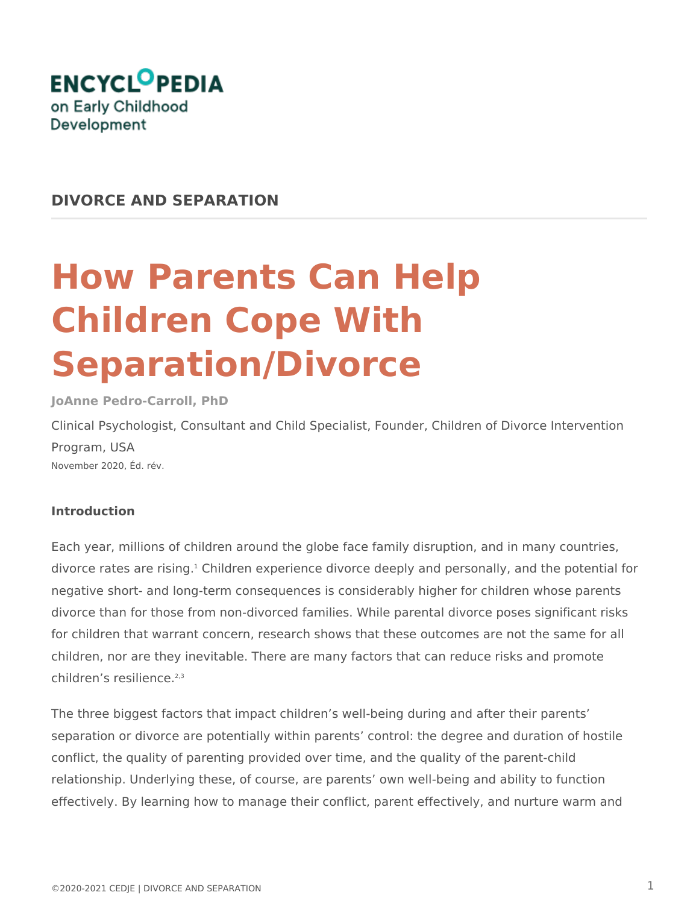ENCYCLOPEDIA on Early Childhood Development

**DIVORCE AND SEPARATION**

# How Parents Can Help Children Cope With Separation/Divorce

**JoAnne Pedro-Carroll, PhD**

Clinical Psychologist, Consultant and Child Specialist, Founder, Children of Divorce Intervention Program, USA

November 2020, Éd. rév.

**Introduction**

Each year, millions of children around the globe face family disruption, and in many countries, divorce rates are rising.[1] Children experience divorce deeply and personally, and the potential for negative short- and long-term consequences is considerably higher for children whose parents divorce than for those from non-divorced families. While parental divorce poses significant risks for children that warrant concern, research shows that these outcomes are not the same for all children, nor are they inevitable. There are many factors that can reduce risks and promote children's resilience.[2,3]

The three biggest factors that impact children's well-being during and after their parents' separation or divorce are potentially within parents' control: the degree and duration of hostile conflict, the quality of parenting provided over time, and the quality of the parent-child relationship. Underlying these, of course, are parents' own well-being and ability to function effectively. By learning how to manage their conflict, parent effectively, and nurture warm and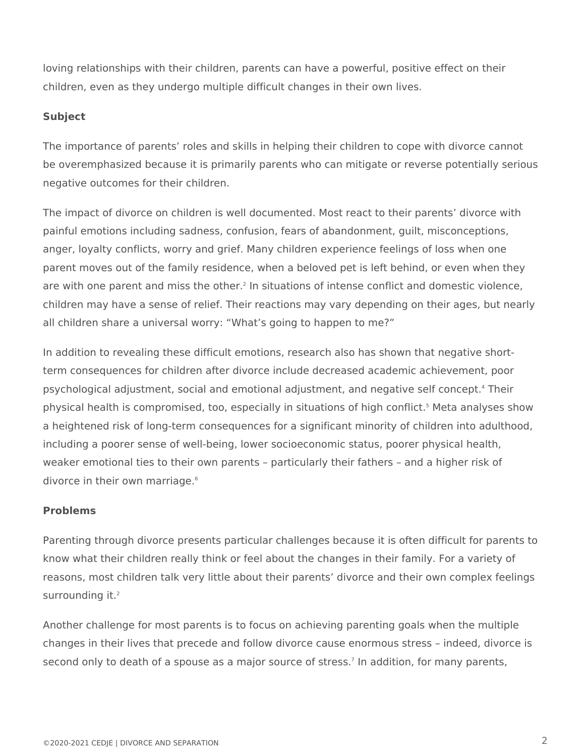loving relationships with their children, parents can have a powerful, positive effect on their children, even as they undergo multiple difficult changes in their own lives.

**Subject**

The importance of parents' roles and skills in helping their children to cope with divorce cannot be overemphasized because it is primarily parents who can mitigate or reverse potentially serious negative outcomes for their children.

The impact of divorce on children is well documented. Most react to their parents' divorce with painful emotions including sadness, confusion, fears of abandonment, guilt, misconceptions, anger, loyalty conflicts, worry and grief. Many children experience feelings of loss when one parent moves out of the family residence, when a beloved pet is left behind, or even when they are with one parent and miss the other.[2] In situations of intense conflict and domestic violence, children may have a sense of relief. Their reactions may vary depending on their ages, but nearly all children share a universal worry: "What's going to happen to me?"

In addition to revealing these difficult emotions, research also has shown that negative short-term consequences for children after divorce include decreased academic achievement, poor psychological adjustment, social and emotional adjustment, and negative self concept.[4] Their physical health is compromised, too, especially in situations of high conflict.[5] Meta analyses show a heightened risk of long-term consequences for a significant minority of children into adulthood, including a poorer sense of well-being, lower socioeconomic status, poorer physical health, weaker emotional ties to their own parents – particularly their fathers – and a higher risk of divorce in their own marriage.[6]

**Problems**

Parenting through divorce presents particular challenges because it is often difficult for parents to know what their children really think or feel about the changes in their family. For a variety of reasons, most children talk very little about their parents' divorce and their own complex feelings surrounding it.[2]

Another challenge for most parents is to focus on achieving parenting goals when the multiple changes in their lives that precede and follow divorce cause enormous stress – indeed, divorce is second only to death of a spouse as a major source of stress.[7] In addition, for many parents,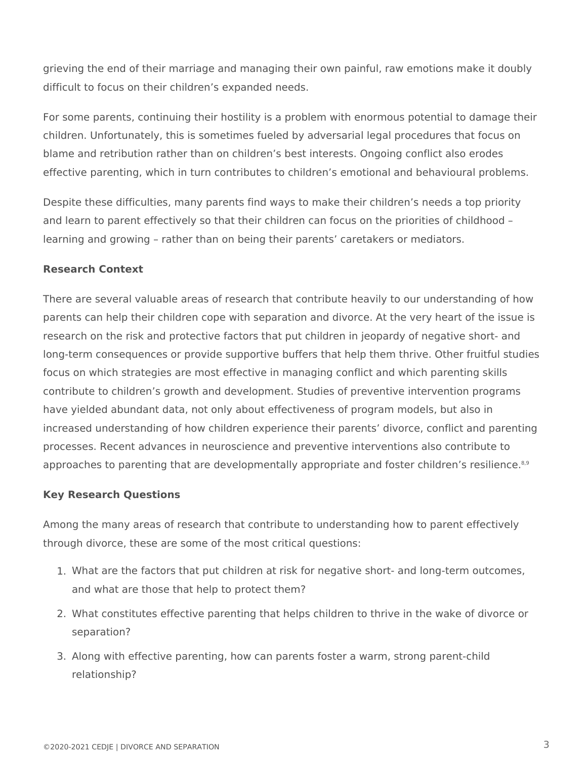grieving the end of their marriage and managing their own painful, raw emotions make it doubly difficult to focus on their children's expanded needs.

For some parents, continuing their hostility is a problem with enormous potential to damage their children. Unfortunately, this is sometimes fueled by adversarial legal procedures that focus on blame and retribution rather than on children's best interests. Ongoing conflict also erodes effective parenting, which in turn contributes to children's emotional and behavioural problems.

Despite these difficulties, many parents find ways to make their children's needs a top priority and learn to parent effectively so that their children can focus on the priorities of childhood – learning and growing – rather than on being their parents' caretakers or mediators.

**Research Context**

There are several valuable areas of research that contribute heavily to our understanding of how parents can help their children cope with separation and divorce. At the very heart of the issue is research on the risk and protective factors that put children in jeopardy of negative short- and long-term consequences or provide supportive buffers that help them thrive. Other fruitful studies focus on which strategies are most effective in managing conflict and which parenting skills contribute to children's growth and development. Studies of preventive intervention programs have yielded abundant data, not only about effectiveness of program models, but also in increased understanding of how children experience their parents' divorce, conflict and parenting processes. Recent advances in neuroscience and preventive interventions also contribute to approaches to parenting that are developmentally appropriate and foster children's resilience.[8,9]

**Key Research Questions**

Among the many areas of research that contribute to understanding how to parent effectively through divorce, these are some of the most critical questions:

1. What are the factors that put children at risk for negative short- and long-term outcomes, and what are those that help to protect them?
2. What constitutes effective parenting that helps children to thrive in the wake of divorce or separation?
3. Along with effective parenting, how can parents foster a warm, strong parent-child relationship?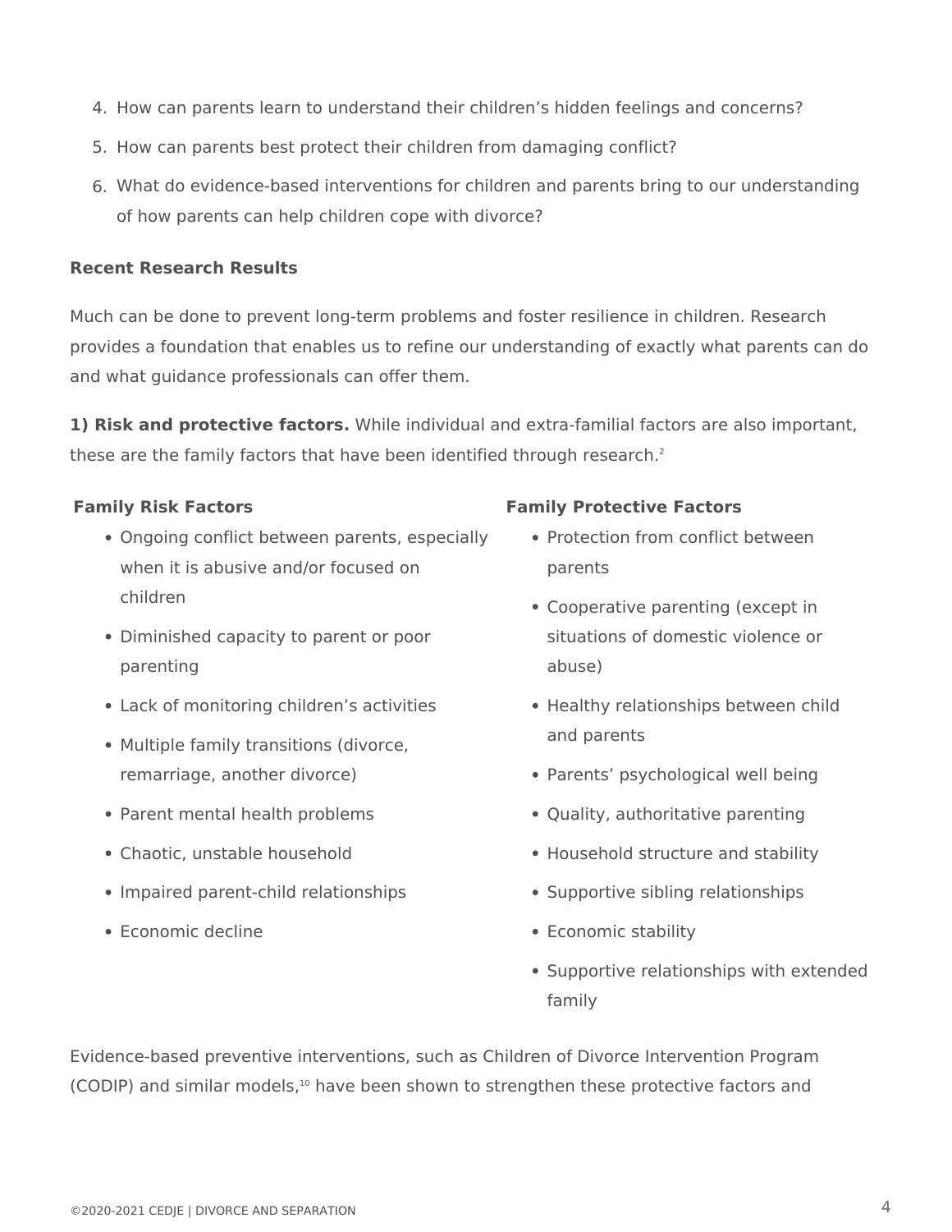4. How can parents learn to understand their children's hidden feelings and concerns?
5. How can parents best protect their children from damaging conflict?
6. What do evidence-based interventions for children and parents bring to our understanding of how parents can help children cope with divorce?

**Recent Research Results**

Much can be done to prevent long-term problems and foster resilience in children. Research provides a foundation that enables us to refine our understanding of exactly what parents can do and what guidance professionals can offer them.

**1) Risk and protective factors.** While individual and extra-familial factors are also important, these are the family factors that have been identified through research.[2]

**Family Risk Factors**

- Ongoing conflict between parents, especially when it is abusive and/or focused on children
- Diminished capacity to parent or poor parenting
- Lack of monitoring children's activities
- Multiple family transitions (divorce, remarriage, another divorce)
- Parent mental health problems
- Chaotic, unstable household
- Impaired parent-child relationships
- Economic decline

**Family Protective Factors**

- Protection from conflict between parents
- Cooperative parenting (except in situations of domestic violence or abuse)
- Healthy relationships between child and parents
- Parents' psychological well being
- Quality, authoritative parenting
- Household structure and stability
- Supportive sibling relationships
- Economic stability
- Supportive relationships with extended family

Evidence-based preventive interventions, such as Children of Divorce Intervention Program (CODIP) and similar models,[10] have been shown to strengthen these protective factors and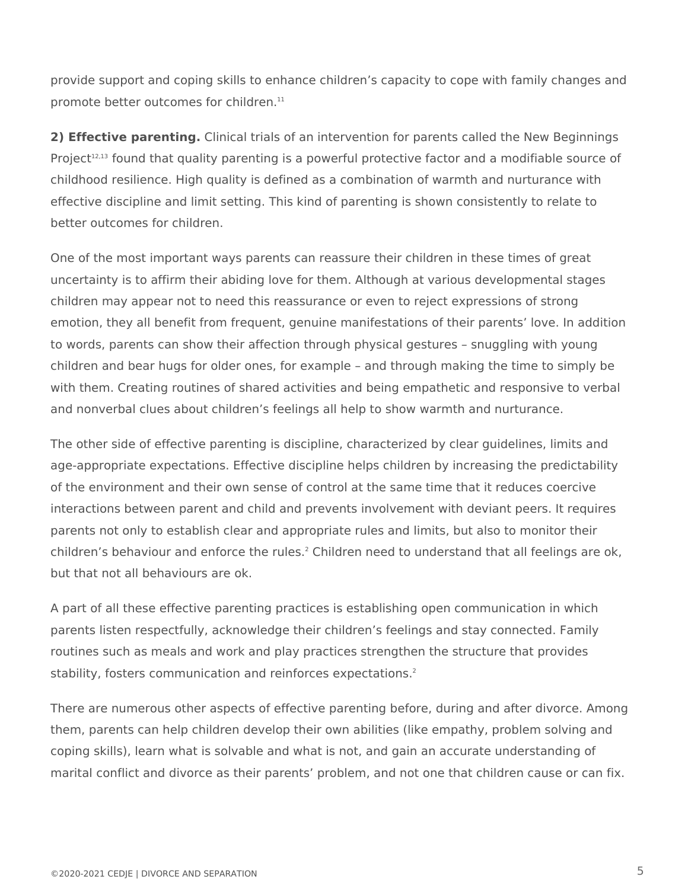provide support and coping skills to enhance children's capacity to cope with family changes and promote better outcomes for children.[11]

**2) Effective parenting.** Clinical trials of an intervention for parents called the New Beginnings Project[12,13] found that quality parenting is a powerful protective factor and a modifiable source of childhood resilience. High quality is defined as a combination of warmth and nurturance with effective discipline and limit setting. This kind of parenting is shown consistently to relate to better outcomes for children.

One of the most important ways parents can reassure their children in these times of great uncertainty is to affirm their abiding love for them. Although at various developmental stages children may appear not to need this reassurance or even to reject expressions of strong emotion, they all benefit from frequent, genuine manifestations of their parents' love. In addition to words, parents can show their affection through physical gestures – snuggling with young children and bear hugs for older ones, for example – and through making the time to simply be with them. Creating routines of shared activities and being empathetic and responsive to verbal and nonverbal clues about children's feelings all help to show warmth and nurturance.

The other side of effective parenting is discipline, characterized by clear guidelines, limits and age-appropriate expectations. Effective discipline helps children by increasing the predictability of the environment and their own sense of control at the same time that it reduces coercive interactions between parent and child and prevents involvement with deviant peers. It requires parents not only to establish clear and appropriate rules and limits, but also to monitor their children's behaviour and enforce the rules.[2] Children need to understand that all feelings are ok, but that not all behaviours are ok.

A part of all these effective parenting practices is establishing open communication in which parents listen respectfully, acknowledge their children's feelings and stay connected. Family routines such as meals and work and play practices strengthen the structure that provides stability, fosters communication and reinforces expectations.[2]

There are numerous other aspects of effective parenting before, during and after divorce. Among them, parents can help children develop their own abilities (like empathy, problem solving and coping skills), learn what is solvable and what is not, and gain an accurate understanding of marital conflict and divorce as their parents' problem, and not one that children cause or can fix.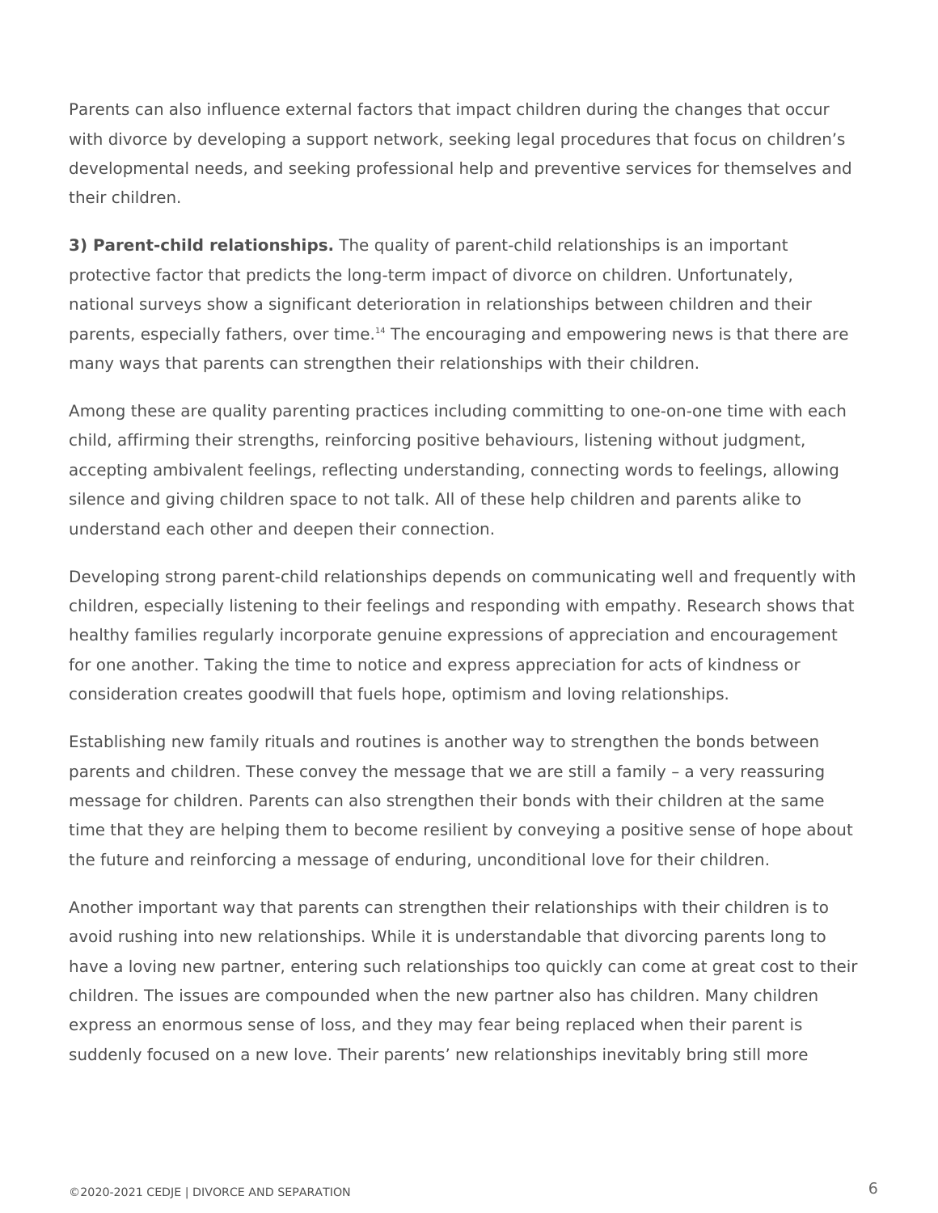Parents can also influence external factors that impact children during the changes that occur with divorce by developing a support network, seeking legal procedures that focus on children's developmental needs, and seeking professional help and preventive services for themselves and their children.

**3) Parent-child relationships.** The quality of parent-child relationships is an important protective factor that predicts the long-term impact of divorce on children. Unfortunately, national surveys show a significant deterioration in relationships between children and their parents, especially fathers, over time.[14] The encouraging and empowering news is that there are many ways that parents can strengthen their relationships with their children.

Among these are quality parenting practices including committing to one-on-one time with each child, affirming their strengths, reinforcing positive behaviours, listening without judgment, accepting ambivalent feelings, reflecting understanding, connecting words to feelings, allowing silence and giving children space to not talk. All of these help children and parents alike to understand each other and deepen their connection.

Developing strong parent-child relationships depends on communicating well and frequently with children, especially listening to their feelings and responding with empathy. Research shows that healthy families regularly incorporate genuine expressions of appreciation and encouragement for one another. Taking the time to notice and express appreciation for acts of kindness or consideration creates goodwill that fuels hope, optimism and loving relationships.

Establishing new family rituals and routines is another way to strengthen the bonds between parents and children. These convey the message that we are still a family – a very reassuring message for children. Parents can also strengthen their bonds with their children at the same time that they are helping them to become resilient by conveying a positive sense of hope about the future and reinforcing a message of enduring, unconditional love for their children.

Another important way that parents can strengthen their relationships with their children is to avoid rushing into new relationships. While it is understandable that divorcing parents long to have a loving new partner, entering such relationships too quickly can come at great cost to their children. The issues are compounded when the new partner also has children. Many children express an enormous sense of loss, and they may fear being replaced when their parent is suddenly focused on a new love. Their parents' new relationships inevitably bring still more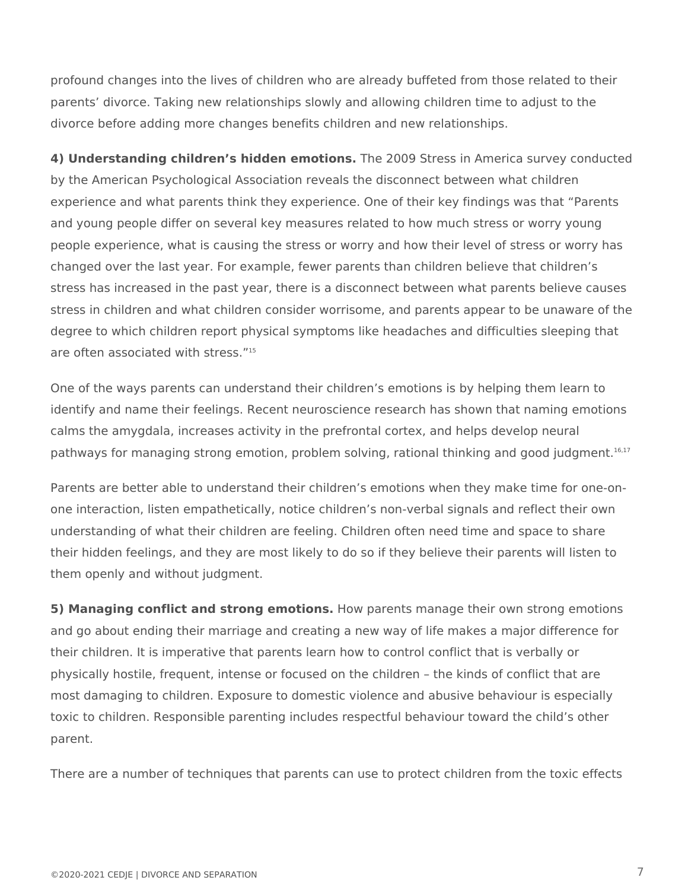profound changes into the lives of children who are already buffeted from those related to their parents' divorce. Taking new relationships slowly and allowing children time to adjust to the divorce before adding more changes benefits children and new relationships.

**4) Understanding children's hidden emotions.** The 2009 Stress in America survey conducted by the American Psychological Association reveals the disconnect between what children experience and what parents think they experience. One of their key findings was that "Parents and young people differ on several key measures related to how much stress or worry young people experience, what is causing the stress or worry and how their level of stress or worry has changed over the last year. For example, fewer parents than children believe that children's stress has increased in the past year, there is a disconnect between what parents believe causes stress in children and what children consider worrisome, and parents appear to be unaware of the degree to which children report physical symptoms like headaches and difficulties sleeping that are often associated with stress."[15]

One of the ways parents can understand their children's emotions is by helping them learn to identify and name their feelings. Recent neuroscience research has shown that naming emotions calms the amygdala, increases activity in the prefrontal cortex, and helps develop neural pathways for managing strong emotion, problem solving, rational thinking and good judgment.[16,17]

Parents are better able to understand their children's emotions when they make time for one-on-one interaction, listen empathetically, notice children's non-verbal signals and reflect their own understanding of what their children are feeling. Children often need time and space to share their hidden feelings, and they are most likely to do so if they believe their parents will listen to them openly and without judgment.

**5) Managing conflict and strong emotions.** How parents manage their own strong emotions and go about ending their marriage and creating a new way of life makes a major difference for their children. It is imperative that parents learn how to control conflict that is verbally or physically hostile, frequent, intense or focused on the children – the kinds of conflict that are most damaging to children. Exposure to domestic violence and abusive behaviour is especially toxic to children. Responsible parenting includes respectful behaviour toward the child's other parent.

There are a number of techniques that parents can use to protect children from the toxic effects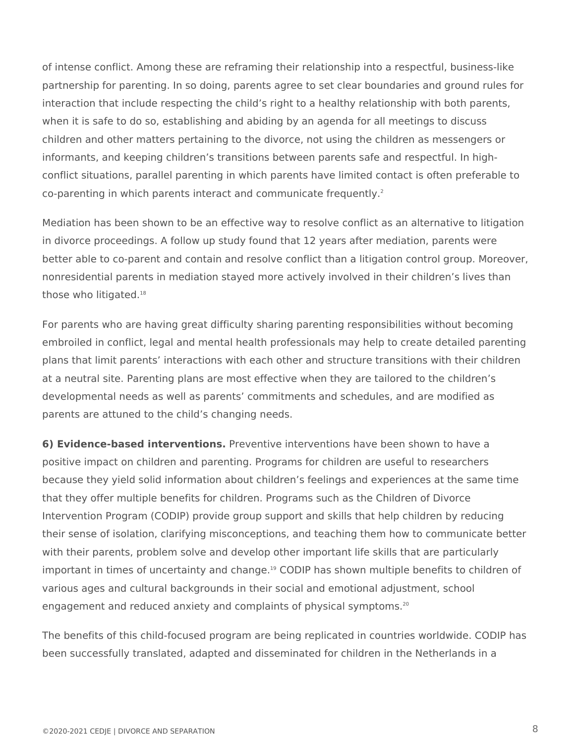of intense conflict. Among these are reframing their relationship into a respectful, business-like partnership for parenting. In so doing, parents agree to set clear boundaries and ground rules for interaction that include respecting the child's right to a healthy relationship with both parents, when it is safe to do so, establishing and abiding by an agenda for all meetings to discuss children and other matters pertaining to the divorce, not using the children as messengers or informants, and keeping children's transitions between parents safe and respectful. In high-conflict situations, parallel parenting in which parents have limited contact is often preferable to co-parenting in which parents interact and communicate frequently.[2]

Mediation has been shown to be an effective way to resolve conflict as an alternative to litigation in divorce proceedings. A follow up study found that 12 years after mediation, parents were better able to co-parent and contain and resolve conflict than a litigation control group. Moreover, nonresidential parents in mediation stayed more actively involved in their children's lives than those who litigated.[18]

For parents who are having great difficulty sharing parenting responsibilities without becoming embroiled in conflict, legal and mental health professionals may help to create detailed parenting plans that limit parents' interactions with each other and structure transitions with their children at a neutral site. Parenting plans are most effective when they are tailored to the children's developmental needs as well as parents' commitments and schedules, and are modified as parents are attuned to the child's changing needs.

**6) Evidence-based interventions.** Preventive interventions have been shown to have a positive impact on children and parenting. Programs for children are useful to researchers because they yield solid information about children's feelings and experiences at the same time that they offer multiple benefits for children. Programs such as the Children of Divorce Intervention Program (CODIP) provide group support and skills that help children by reducing their sense of isolation, clarifying misconceptions, and teaching them how to communicate better with their parents, problem solve and develop other important life skills that are particularly important in times of uncertainty and change.[19] CODIP has shown multiple benefits to children of various ages and cultural backgrounds in their social and emotional adjustment, school engagement and reduced anxiety and complaints of physical symptoms.[20]

The benefits of this child-focused program are being replicated in countries worldwide. CODIP has been successfully translated, adapted and disseminated for children in the Netherlands in a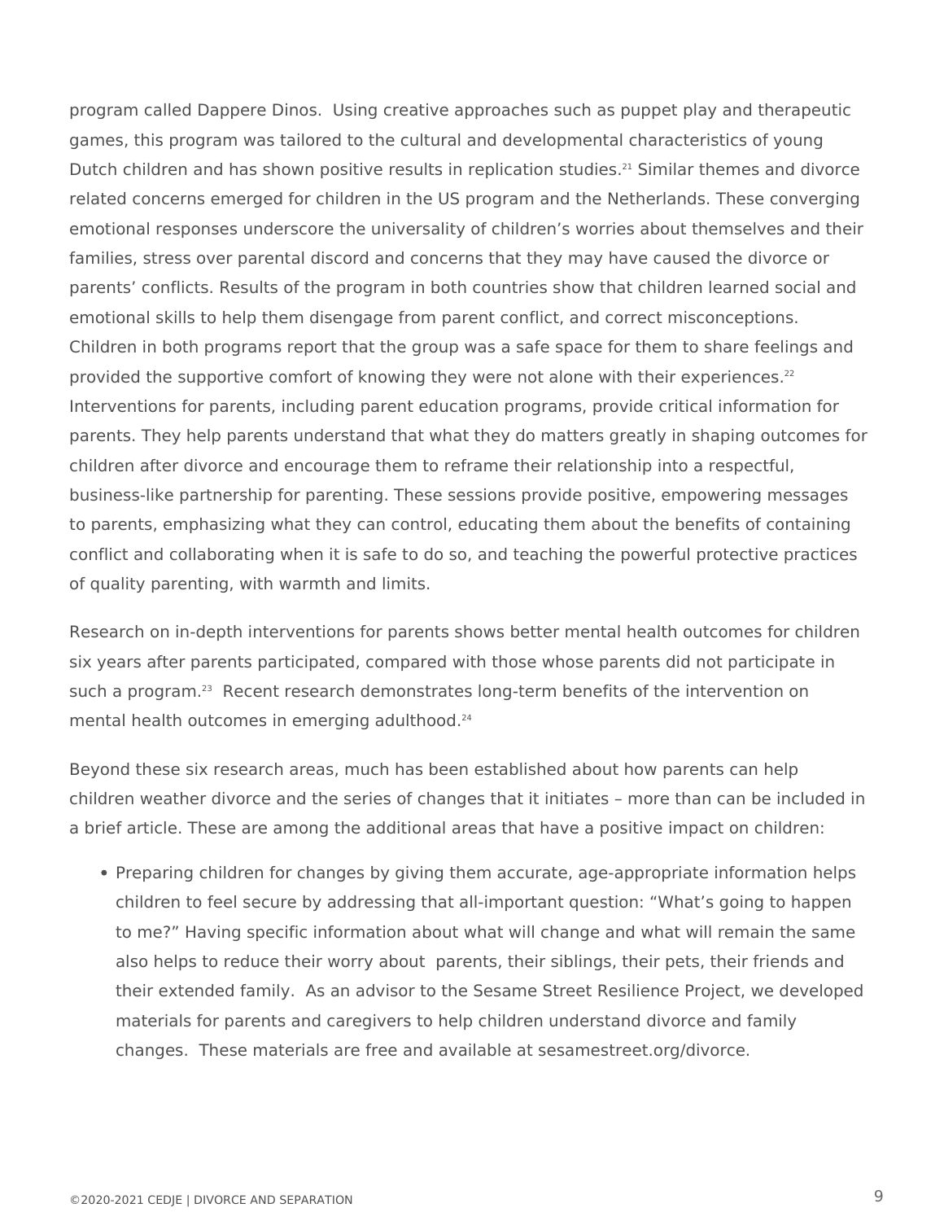program called Dappere Dinos. Using creative approaches such as puppet play and therapeutic games, this program was tailored to the cultural and developmental characteristics of young Dutch children and has shown positive results in replication studies.[21] Similar themes and divorce related concerns emerged for children in the US program and the Netherlands. These converging emotional responses underscore the universality of children's worries about themselves and their families, stress over parental discord and concerns that they may have caused the divorce or parents' conflicts. Results of the program in both countries show that children learned social and emotional skills to help them disengage from parent conflict, and correct misconceptions. Children in both programs report that the group was a safe space for them to share feelings and provided the supportive comfort of knowing they were not alone with their experiences.[22] Interventions for parents, including parent education programs, provide critical information for parents. They help parents understand that what they do matters greatly in shaping outcomes for children after divorce and encourage them to reframe their relationship into a respectful, business-like partnership for parenting. These sessions provide positive, empowering messages to parents, emphasizing what they can control, educating them about the benefits of containing conflict and collaborating when it is safe to do so, and teaching the powerful protective practices of quality parenting, with warmth and limits.

Research on in-depth interventions for parents shows better mental health outcomes for children six years after parents participated, compared with those whose parents did not participate in such a program.[23] Recent research demonstrates long-term benefits of the intervention on mental health outcomes in emerging adulthood.[24]

Beyond these six research areas, much has been established about how parents can help children weather divorce and the series of changes that it initiates – more than can be included in a brief article. These are among the additional areas that have a positive impact on children:

- Preparing children for changes by giving them accurate, age-appropriate information helps children to feel secure by addressing that all-important question: "What's going to happen to me?" Having specific information about what will change and what will remain the same also helps to reduce their worry about parents, their siblings, their pets, their friends and their extended family. As an advisor to the Sesame Street Resilience Project, we developed materials for parents and caregivers to help children understand divorce and family changes. These materials are free and available at sesamestreet.org/divorce.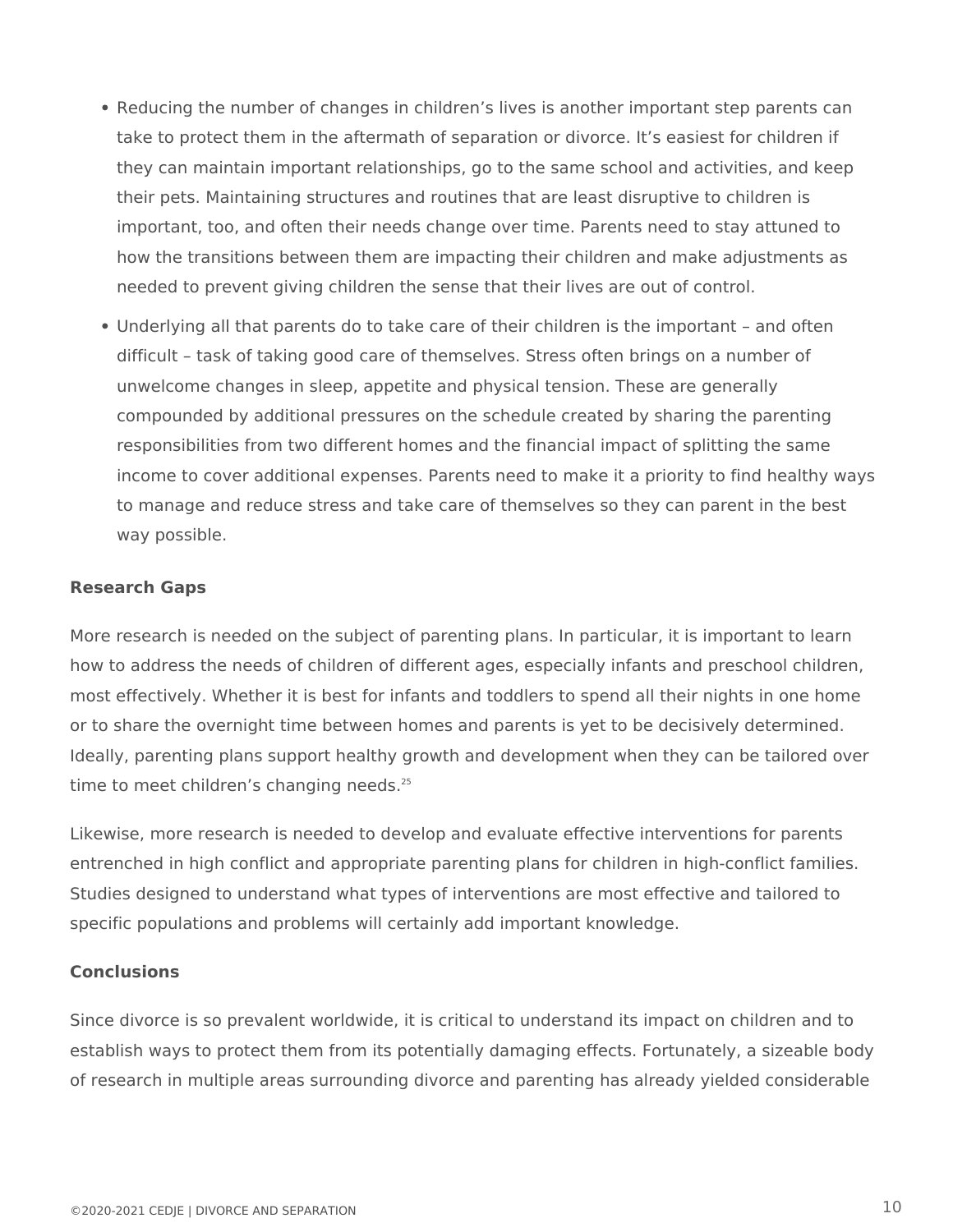- Reducing the number of changes in children's lives is another important step parents can take to protect them in the aftermath of separation or divorce. It's easiest for children if they can maintain important relationships, go to the same school and activities, and keep their pets. Maintaining structures and routines that are least disruptive to children is important, too, and often their needs change over time. Parents need to stay attuned to how the transitions between them are impacting their children and make adjustments as needed to prevent giving children the sense that their lives are out of control.
- Underlying all that parents do to take care of their children is the important – and often difficult – task of taking good care of themselves. Stress often brings on a number of unwelcome changes in sleep, appetite and physical tension. These are generally compounded by additional pressures on the schedule created by sharing the parenting responsibilities from two different homes and the financial impact of splitting the same income to cover additional expenses. Parents need to make it a priority to find healthy ways to manage and reduce stress and take care of themselves so they can parent in the best way possible.

**Research Gaps**

More research is needed on the subject of parenting plans. In particular, it is important to learn how to address the needs of children of different ages, especially infants and preschool children, most effectively. Whether it is best for infants and toddlers to spend all their nights in one home or to share the overnight time between homes and parents is yet to be decisively determined. Ideally, parenting plans support healthy growth and development when they can be tailored over time to meet children's changing needs.[25]

Likewise, more research is needed to develop and evaluate effective interventions for parents entrenched in high conflict and appropriate parenting plans for children in high-conflict families. Studies designed to understand what types of interventions are most effective and tailored to specific populations and problems will certainly add important knowledge.

**Conclusions**

Since divorce is so prevalent worldwide, it is critical to understand its impact on children and to establish ways to protect them from its potentially damaging effects. Fortunately, a sizeable body of research in multiple areas surrounding divorce and parenting has already yielded considerable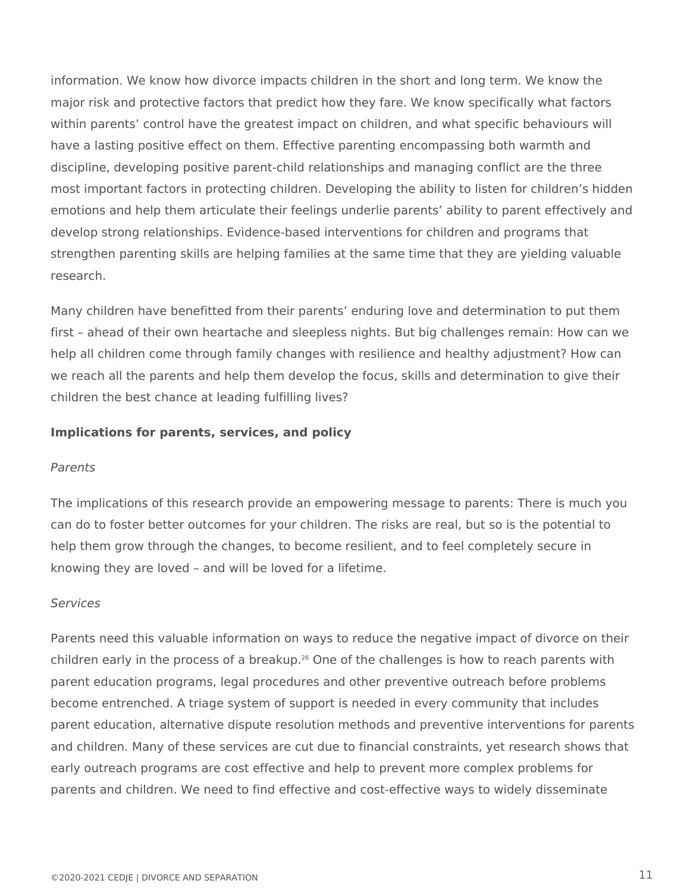information. We know how divorce impacts children in the short and long term. We know the major risk and protective factors that predict how they fare. We know specifically what factors within parents' control have the greatest impact on children, and what specific behaviours will have a lasting positive effect on them. Effective parenting encompassing both warmth and discipline, developing positive parent-child relationships and managing conflict are the three most important factors in protecting children. Developing the ability to listen for children's hidden emotions and help them articulate their feelings underlie parents' ability to parent effectively and develop strong relationships. Evidence-based interventions for children and programs that strengthen parenting skills are helping families at the same time that they are yielding valuable research.

Many children have benefitted from their parents' enduring love and determination to put them first – ahead of their own heartache and sleepless nights. But big challenges remain: How can we help all children come through family changes with resilience and healthy adjustment? How can we reach all the parents and help them develop the focus, skills and determination to give their children the best chance at leading fulfilling lives?

## Implications for parents, services, and policy

### *Parents*

The implications of this research provide an empowering message to parents: There is much you can do to foster better outcomes for your children. The risks are real, but so is the potential to help them grow through the changes, to become resilient, and to feel completely secure in knowing they are loved – and will be loved for a lifetime.

### *Services*

Parents need this valuable information on ways to reduce the negative impact of divorce on their children early in the process of a breakup.[26] One of the challenges is how to reach parents with parent education programs, legal procedures and other preventive outreach before problems become entrenched. A triage system of support is needed in every community that includes parent education, alternative dispute resolution methods and preventive interventions for parents and children. Many of these services are cut due to financial constraints, yet research shows that early outreach programs are cost effective and help to prevent more complex problems for parents and children. We need to find effective and cost-effective ways to widely disseminate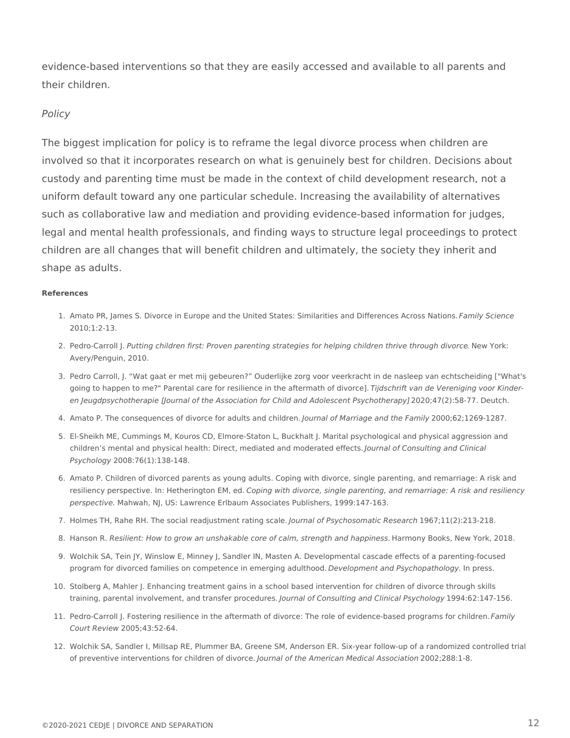evidence-based interventions so that they are easily accessed and available to all parents and their children.

*Policy*

The biggest implication for policy is to reframe the legal divorce process when children are involved so that it incorporates research on what is genuinely best for children. Decisions about custody and parenting time must be made in the context of child development research, not a uniform default toward any one particular schedule. Increasing the availability of alternatives such as collaborative law and mediation and providing evidence-based information for judges, legal and mental health professionals, and finding ways to structure legal proceedings to protect children are all changes that will benefit children and ultimately, the society they inherit and shape as adults.

**References**

1. Amato PR, James S. Divorce in Europe and the United States: Similarities and Differences Across Nations. *Family Science* 2010;1:2-13.
2. Pedro-Carroll J. *Putting children first: Proven parenting strategies for helping children thrive through divorce*. New York: Avery/Penguin, 2010.
3. Pedro Carroll, J. "Wat gaat er met mij gebeuren?" Ouderlijke zorg voor veerkracht in de nasleep van echtscheiding ["What's going to happen to me?" Parental care for resilience in the aftermath of divorce]. *Tijdschrift van de Vereniging voor Kinder- en Jeugdpsychotherapie [Journal of the Association for Child and Adolescent Psychotherapy]* 2020;47(2):58-77. Deutch.
4. Amato P. The consequences of divorce for adults and children. *Journal of Marriage and the Family* 2000;62;1269-1287.
5. El-Sheikh ME, Cummings M, Kouros CD, Elmore-Staton L, Buckhalt J. Marital psychological and physical aggression and children's mental and physical health: Direct, mediated and moderated effects. *Journal of Consulting and Clinical Psychology* 2008:76(1):138-148.
6. Amato P. Children of divorced parents as young adults. Coping with divorce, single parenting, and remarriage: A risk and resiliency perspective. In: Hetherington EM, ed. *Coping with divorce, single parenting, and remarriage: A risk and resiliency perspective.* Mahwah, NJ, US: Lawrence Erlbaum Associates Publishers, 1999:147-163.
7. Holmes TH, Rahe RH. The social readjustment rating scale. *Journal of Psychosomatic Research* 1967;11(2):213-218.
8. Hanson R. *Resilient: How to grow an unshakable core of calm, strength and happiness.* Harmony Books, New York, 2018.
9. Wolchik SA, Tein JY, Winslow E, Minney J, Sandler IN, Masten A. Developmental cascade effects of a parenting-focused program for divorced families on competence in emerging adulthood. *Development and Psychopathology*. In press.
10. Stolberg A, Mahler J. Enhancing treatment gains in a school based intervention for children of divorce through skills training, parental involvement, and transfer procedures. *Journal of Consulting and Clinical Psychology* 1994:62:147-156.
11. Pedro-Carroll J. Fostering resilience in the aftermath of divorce: The role of evidence-based programs for children. *Family Court Review* 2005;43:52-64.
12. Wolchik SA, Sandler I, Millsap RE, Plummer BA, Greene SM, Anderson ER. Six-year follow-up of a randomized controlled trial of preventive interventions for children of divorce. *Journal of the American Medical Association* 2002;288:1-8.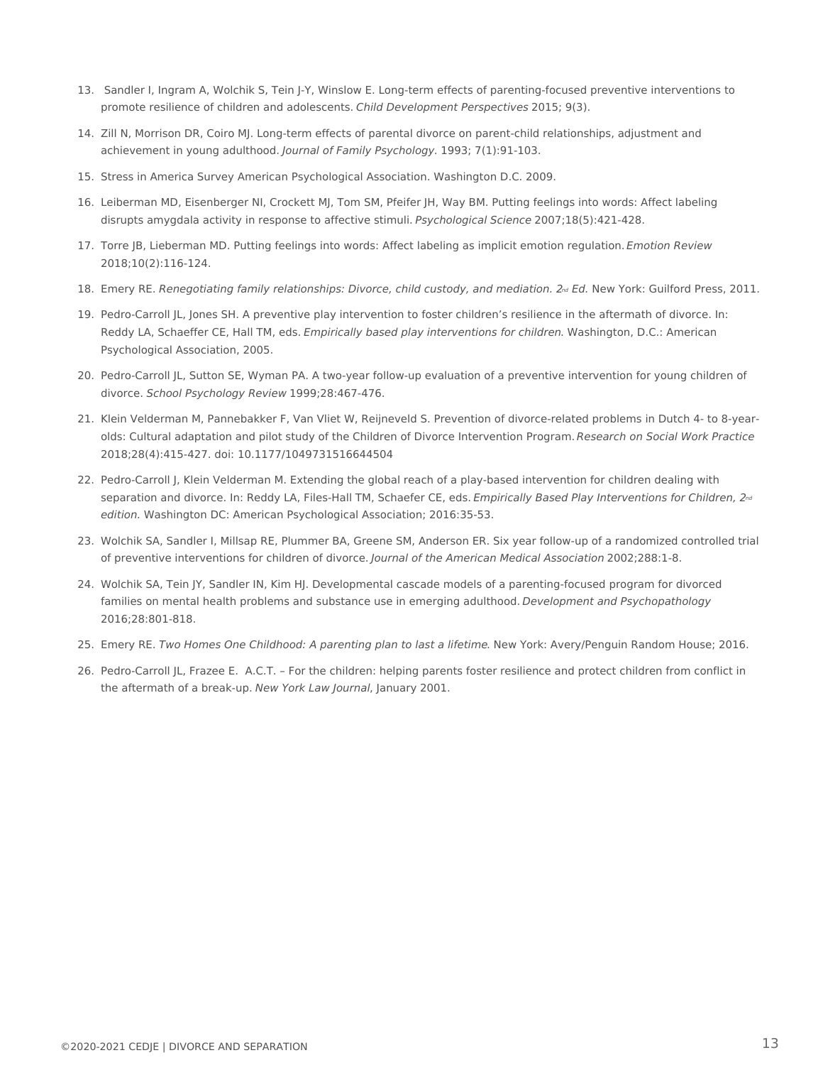13. Sandler I, Ingram A, Wolchik S, Tein J-Y, Winslow E. Long-term effects of parenting-focused preventive interventions to promote resilience of children and adolescents. *Child Development Perspectives* 2015; 9(3).
14. Zill N, Morrison DR, Coiro MJ. Long-term effects of parental divorce on parent-child relationships, adjustment and achievement in young adulthood. *Journal of Family Psychology*. 1993; 7(1):91-103.
15. Stress in America Survey American Psychological Association. Washington D.C. 2009.
16. Leiberman MD, Eisenberger NI, Crockett MJ, Tom SM, Pfeifer JH, Way BM. Putting feelings into words: Affect labeling disrupts amygdala activity in response to affective stimuli. *Psychological Science* 2007;18(5):421-428.
17. Torre JB, Lieberman MD. Putting feelings into words: Affect labeling as implicit emotion regulation. *Emotion Review* 2018;10(2):116-124.
18. Emery RE. *Renegotiating family relationships: Divorce, child custody, and mediation. 2nd Ed.* New York: Guilford Press, 2011.
19. Pedro-Carroll JL, Jones SH. A preventive play intervention to foster children's resilience in the aftermath of divorce. In: Reddy LA, Schaeffer CE, Hall TM, eds. *Empirically based play interventions for children*. Washington, D.C.: American Psychological Association, 2005.
20. Pedro-Carroll JL, Sutton SE, Wyman PA. A two-year follow-up evaluation of a preventive intervention for young children of divorce. *School Psychology Review* 1999;28:467-476.
21. Klein Velderman M, Pannebakker F, Van Vliet W, Reijneveld S. Prevention of divorce-related problems in Dutch 4- to 8-year-olds: Cultural adaptation and pilot study of the Children of Divorce Intervention Program. *Research on Social Work Practice* 2018;28(4):415-427. doi: 10.1177/1049731516644504
22. Pedro-Carroll J, Klein Velderman M. Extending the global reach of a play-based intervention for children dealing with separation and divorce. In: Reddy LA, Files-Hall TM, Schaefer CE, eds. *Empirically Based Play Interventions for Children, 2nd edition.* Washington DC: American Psychological Association; 2016:35-53.
23. Wolchik SA, Sandler I, Millsap RE, Plummer BA, Greene SM, Anderson ER. Six year follow-up of a randomized controlled trial of preventive interventions for children of divorce. *Journal of the American Medical Association* 2002;288:1-8.
24. Wolchik SA, Tein JY, Sandler IN, Kim HJ. Developmental cascade models of a parenting-focused program for divorced families on mental health problems and substance use in emerging adulthood. *Development and Psychopathology* 2016;28:801-818.
25. Emery RE. *Two Homes One Childhood: A parenting plan to last a lifetime*. New York: Avery/Penguin Random House; 2016.
26. Pedro-Carroll JL, Frazee E. A.C.T. – For the children: helping parents foster resilience and protect children from conflict in the aftermath of a break-up. *New York Law Journal*, January 2001.